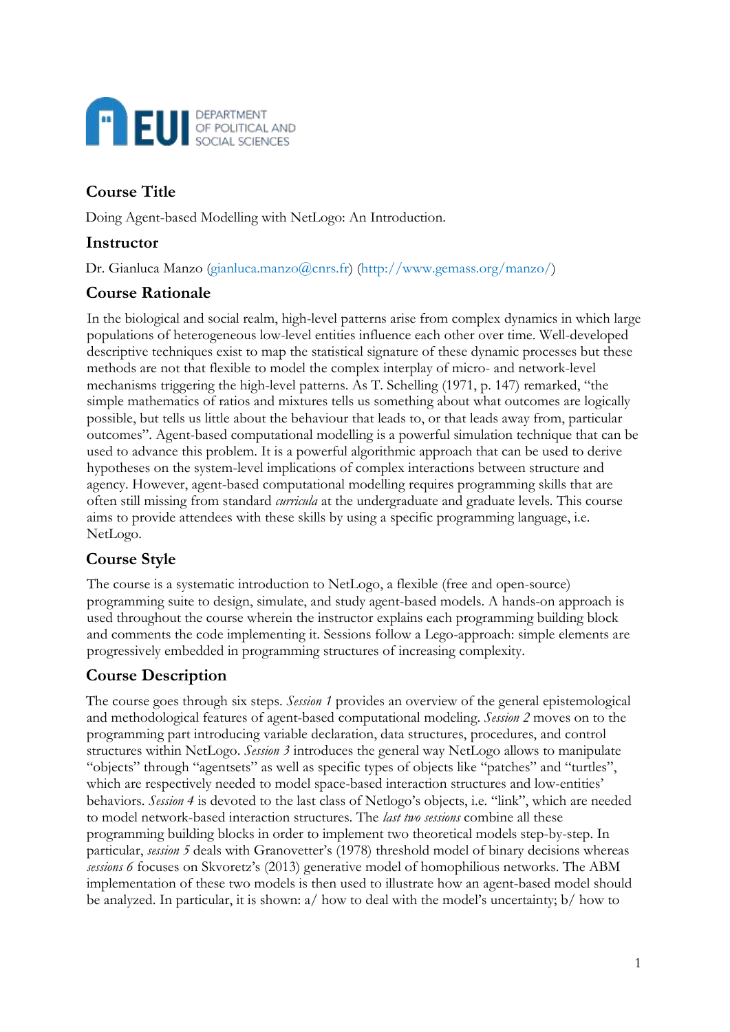EUI DEPARTMENT OF POLITICAL AND SOCIAL SCIENCES

## Course Title

Doing Agent-based Modelling with NetLogo: An Introduction.

## Instructor

Dr. Gianluca Manzo (gianluca.manzo@cnrs.fr) (http://www.gemass.org/manzo/)

## Course Rationale

In the biological and social realm, high-level patterns arise from complex dynamics in which large populations of heterogeneous low-level entities influence each other over time. Well-developed descriptive techniques exist to map the statistical signature of these dynamic processes but these methods are not that flexible to model the complex interplay of micro- and network-level mechanisms triggering the high-level patterns. As T. Schelling (1971, p. 147) remarked, "the simple mathematics of ratios and mixtures tells us something about what outcomes are logically possible, but tells us little about the behaviour that leads to, or that leads away from, particular outcomes". Agent-based computational modelling is a powerful simulation technique that can be used to advance this problem. It is a powerful algorithmic approach that can be used to derive hypotheses on the system-level implications of complex interactions between structure and agency. However, agent-based computational modelling requires programming skills that are often still missing from standard *curricula* at the undergraduate and graduate levels. This course aims to provide attendees with these skills by using a specific programming language, i.e. NetLogo.

## Course Style

The course is a systematic introduction to NetLogo, a flexible (free and open-source) programming suite to design, simulate, and study agent-based models. A hands-on approach is used throughout the course wherein the instructor explains each programming building block and comments the code implementing it. Sessions follow a Lego-approach: simple elements are progressively embedded in programming structures of increasing complexity.

## Course Description

The course goes through six steps. *Session 1* provides an overview of the general epistemological and methodological features of agent-based computational modeling. *Session 2* moves on to the programming part introducing variable declaration, data structures, procedures, and control structures within NetLogo. *Session 3* introduces the general way NetLogo allows to manipulate "objects" through "agentsets" as well as specific types of objects like "patches" and "turtles", which are respectively needed to model space-based interaction structures and low-entities' behaviors. *Session 4* is devoted to the last class of Netlogo's objects, i.e. "link", which are needed to model network-based interaction structures. The *last two sessions* combine all these programming building blocks in order to implement two theoretical models step-by-step. In particular, *session 5* deals with Granovetter's (1978) threshold model of binary decisions whereas *sessions 6* focuses on Skvoretz's (2013) generative model of homophilious networks. The ABM implementation of these two models is then used to illustrate how an agent-based model should be analyzed. In particular, it is shown: a/ how to deal with the model's uncertainty; b/ how to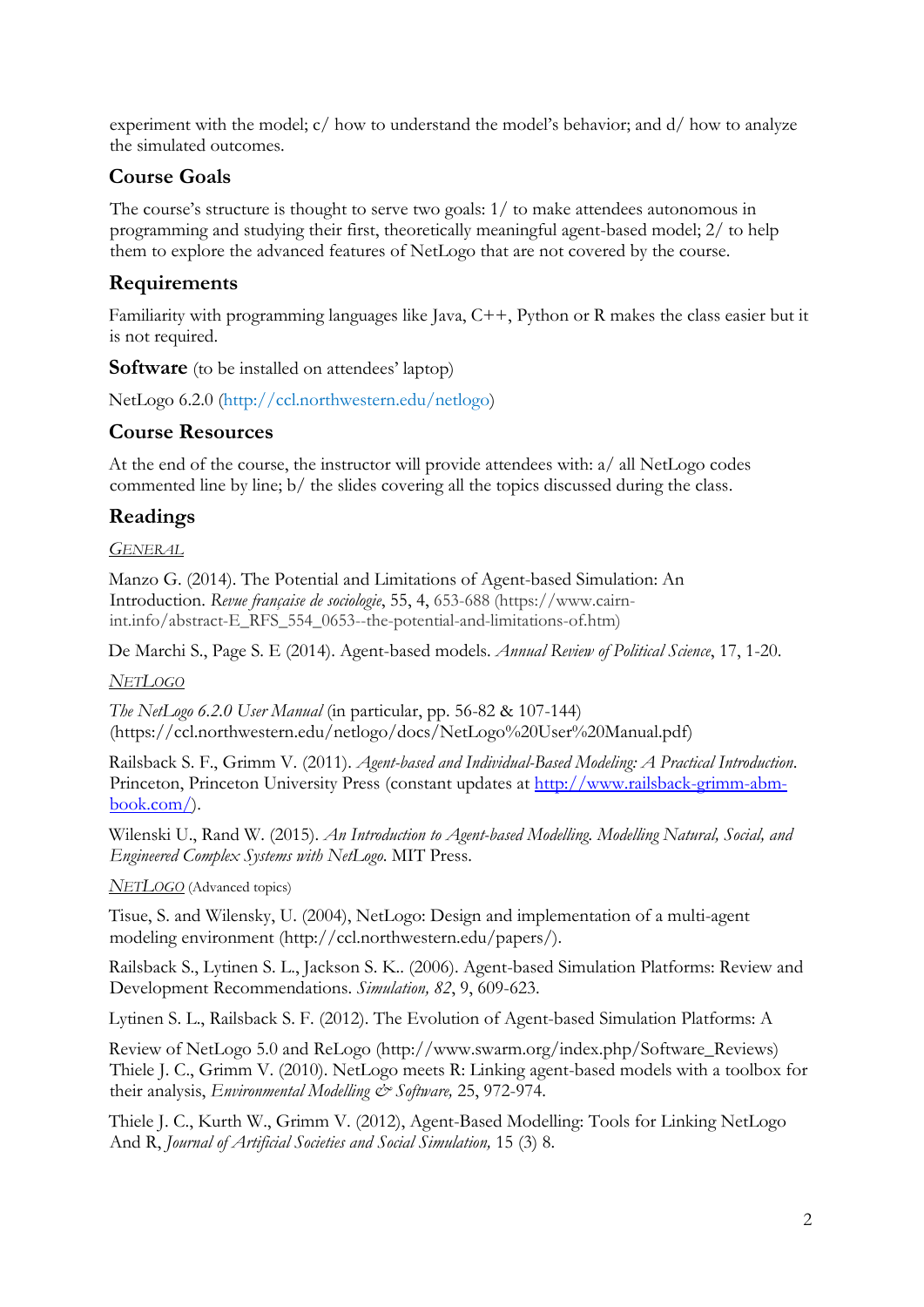experiment with the model; c/ how to understand the model's behavior; and d/ how to analyze the simulated outcomes.

## Course Goals

The course's structure is thought to serve two goals: 1/ to make attendees autonomous in programming and studying their first, theoretically meaningful agent-based model; 2/ to help them to explore the advanced features of NetLogo that are not covered by the course.

## Requirements

Familiarity with programming languages like Java, C++, Python or R makes the class easier but it is not required.

**Software** (to be installed on attendees' laptop)

NetLogo 6.2.0 (http://ccl.northwestern.edu/netlogo)

## Course Resources

At the end of the course, the instructor will provide attendees with: a/ all NetLogo codes commented line by line; b/ the slides covering all the topics discussed during the class.

## Readings

*GENERAL*

Manzo G. (2014). The Potential and Limitations of Agent-based Simulation: An Introduction. *Revue française de sociologie*, 55, 4, 653-688 (https://www.cairn-int.info/abstract-E_RFS_554_0653--the-potential-and-limitations-of.htm)

De Marchi S., Page S. E (2014). Agent-based models. *Annual Review of Political Science*, 17, 1-20.

*NETLOGO*

*The NetLogo 6.2.0 User Manual* (in particular, pp. 56-82 & 107-144) (https://ccl.northwestern.edu/netlogo/docs/NetLogo%20User%20Manual.pdf)

Railsback S. F., Grimm V. (2011). *Agent-based and Individual-Based Modeling: A Practical Introduction*. Princeton, Princeton University Press (constant updates at http://www.railsback-grimm-abm-book.com/).

Wilenski U., Rand W. (2015). *An Introduction to Agent-based Modelling. Modelling Natural, Social, and Engineered Complex Systems with NetLogo*. MIT Press.

*NETLOGO* (Advanced topics)

Tisue, S. and Wilensky, U. (2004), NetLogo: Design and implementation of a multi-agent modeling environment (http://ccl.northwestern.edu/papers/).

Railsback S., Lytinen S. L., Jackson S. K.. (2006). Agent-based Simulation Platforms: Review and Development Recommendations. *Simulation, 82*, 9, 609-623.

Lytinen S. L., Railsback S. F. (2012). The Evolution of Agent-based Simulation Platforms: A

Review of NetLogo 5.0 and ReLogo (http://www.swarm.org/index.php/Software_Reviews)
Thiele J. C., Grimm V. (2010). NetLogo meets R: Linking agent-based models with a toolbox for their analysis, *Environmental Modelling & Software,* 25, 972-974.

Thiele J. C., Kurth W., Grimm V. (2012), Agent-Based Modelling: Tools for Linking NetLogo And R, *Journal of Artificial Societies and Social Simulation,* 15 (3) 8.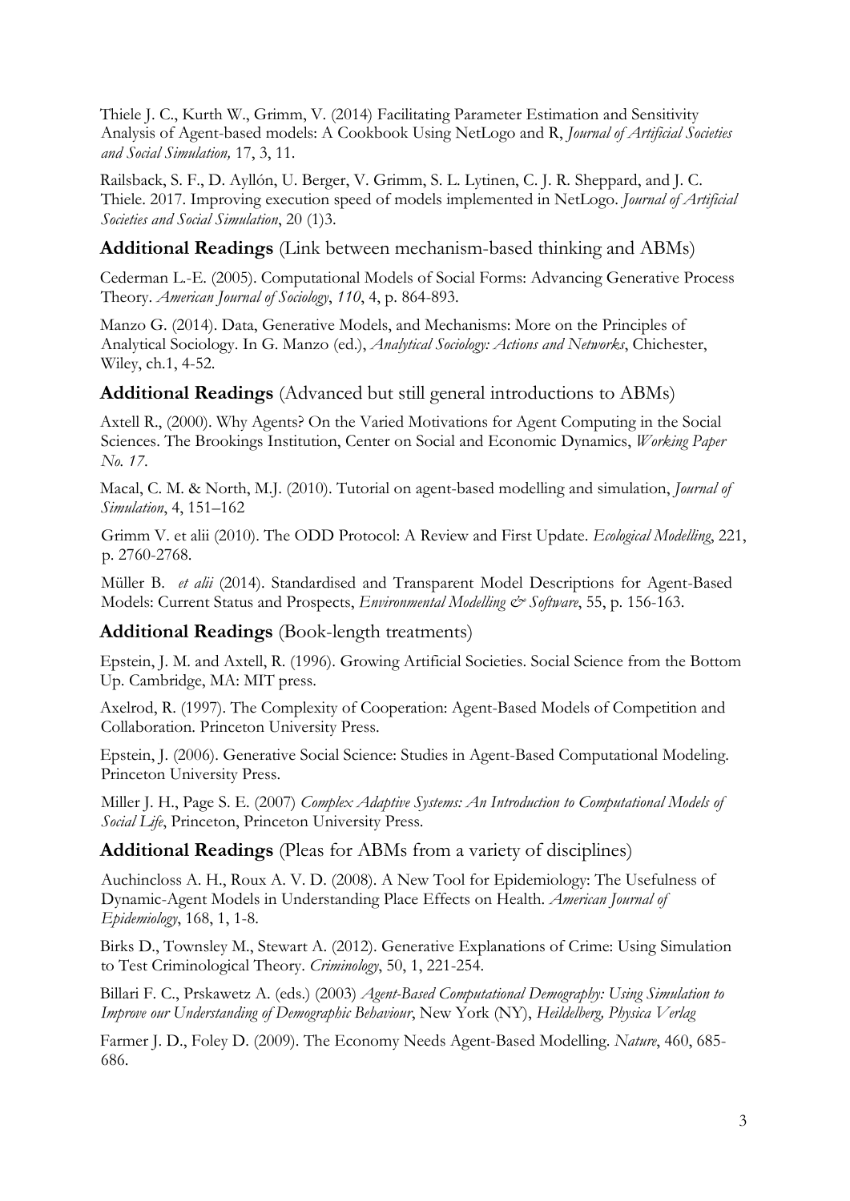Thiele J. C., Kurth W., Grimm, V. (2014) Facilitating Parameter Estimation and Sensitivity Analysis of Agent-based models: A Cookbook Using NetLogo and R, *Journal of Artificial Societies and Social Simulation,* 17, 3, 11.

Railsback, S. F., D. Ayllón, U. Berger, V. Grimm, S. L. Lytinen, C. J. R. Sheppard, and J. C. Thiele. 2017. Improving execution speed of models implemented in NetLogo. *Journal of Artificial Societies and Social Simulation*, 20 (1)3.

## **Additional Readings** (Link between mechanism-based thinking and ABMs)

Cederman L.-E. (2005). Computational Models of Social Forms: Advancing Generative Process Theory. *American Journal of Sociology*, *110*, 4, p. 864-893.

Manzo G. (2014). Data, Generative Models, and Mechanisms: More on the Principles of Analytical Sociology. In G. Manzo (ed.), *Analytical Sociology: Actions and Networks*, Chichester, Wiley, ch.1, 4-52.

## **Additional Readings** (Advanced but still general introductions to ABMs)

Axtell R., (2000). Why Agents? On the Varied Motivations for Agent Computing in the Social Sciences. The Brookings Institution, Center on Social and Economic Dynamics, *Working Paper No. 17*.

Macal, C. M. & North, M.J. (2010). Tutorial on agent-based modelling and simulation, *Journal of Simulation*, 4, 151–162

Grimm V. et alii (2010). The ODD Protocol: A Review and First Update. *Ecological Modelling*, 221, p. 2760-2768.

Müller B. *et alii* (2014). Standardised and Transparent Model Descriptions for Agent-Based Models: Current Status and Prospects, *Environmental Modelling & Software*, 55, p. 156-163.

## **Additional Readings** (Book-length treatments)

Epstein, J. M. and Axtell, R. (1996). Growing Artificial Societies. Social Science from the Bottom Up. Cambridge, MA: MIT press.

Axelrod, R. (1997). The Complexity of Cooperation: Agent-Based Models of Competition and Collaboration. Princeton University Press.

Epstein, J. (2006). Generative Social Science: Studies in Agent-Based Computational Modeling. Princeton University Press.

Miller J. H., Page S. E. (2007) *Complex Adaptive Systems: An Introduction to Computational Models of Social Life*, Princeton, Princeton University Press.

## **Additional Readings** (Pleas for ABMs from a variety of disciplines)

Auchincloss A. H., Roux A. V. D. (2008). A New Tool for Epidemiology: The Usefulness of Dynamic-Agent Models in Understanding Place Effects on Health. *American Journal of Epidemiology*, 168, 1, 1-8.

Birks D., Townsley M., Stewart A. (2012). Generative Explanations of Crime: Using Simulation to Test Criminological Theory. *Criminology*, 50, 1, 221-254.

Billari F. C., Prskawetz A. (eds.) (2003) *Agent-Based Computational Demography: Using Simulation to Improve our Understanding of Demographic Behaviour*, New York (NY), *Heildelberg, Physica Verlag*

Farmer J. D., Foley D. (2009). The Economy Needs Agent-Based Modelling. *Nature*, 460, 685-686.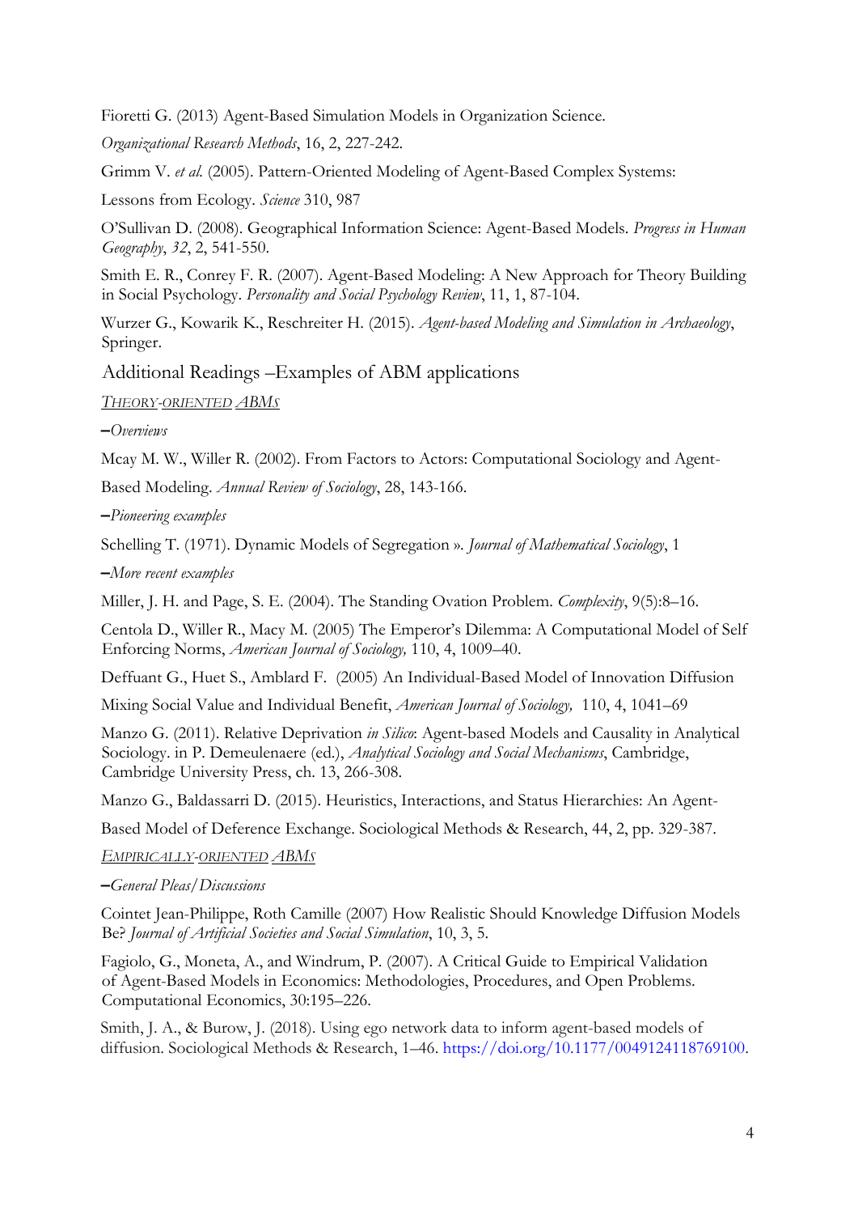Fioretti G. (2013) Agent-Based Simulation Models in Organization Science. *Organizational Research Methods*, 16, 2, 227-242.

Grimm V. *et al.* (2005). Pattern-Oriented Modeling of Agent-Based Complex Systems: Lessons from Ecology. *Science* 310, 987

O'Sullivan D. (2008). Geographical Information Science: Agent-Based Models. *Progress in Human Geography*, *32*, 2, 541-550.

Smith E. R., Conrey F. R. (2007). Agent-Based Modeling: A New Approach for Theory Building in Social Psychology. *Personality and Social Psychology Review*, 11, 1, 87-104.

Wurzer G., Kowarik K., Reschreiter H. (2015). *Agent-based Modeling and Simulation in Archaeology*, Springer.

## Additional Readings –Examples of ABM applications

*THEORY-ORIENTED ABMS*

–*Overviews*

Mcay M. W., Willer R. (2002). From Factors to Actors: Computational Sociology and Agent-Based Modeling. *Annual Review of Sociology*, 28, 143-166.

–*Pioneering examples*

Schelling T. (1971). Dynamic Models of Segregation ». *Journal of Mathematical Sociology*, 1

–*More recent examples*

Miller, J. H. and Page, S. E. (2004). The Standing Ovation Problem. *Complexity*, 9(5):8–16.

Centola D., Willer R., Macy M. (2005) The Emperor's Dilemma: A Computational Model of Self Enforcing Norms, *American Journal of Sociology,* 110, 4, 1009–40.

Deffuant G., Huet S., Amblard F. (2005) An Individual-Based Model of Innovation Diffusion Mixing Social Value and Individual Benefit, *American Journal of Sociology,* 110, 4, 1041–69

Manzo G. (2011). Relative Deprivation *in Silico*: Agent-based Models and Causality in Analytical Sociology. in P. Demeulenaere (ed.), *Analytical Sociology and Social Mechanisms*, Cambridge, Cambridge University Press, ch. 13, 266-308.

Manzo G., Baldassarri D. (2015). Heuristics, Interactions, and Status Hierarchies: An Agent-Based Model of Deference Exchange. Sociological Methods & Research, 44, 2, pp. 329-387.

*EMPIRICALLY-ORIENTED ABMS*

–*General Pleas/Discussions*

Cointet Jean-Philippe, Roth Camille (2007) How Realistic Should Knowledge Diffusion Models Be? *Journal of Artificial Societies and Social Simulation*, 10, 3, 5.

Fagiolo, G., Moneta, A., and Windrum, P. (2007). A Critical Guide to Empirical Validation of Agent-Based Models in Economics: Methodologies, Procedures, and Open Problems. Computational Economics, 30:195–226.

Smith, J. A., & Burow, J. (2018). Using ego network data to inform agent-based models of diffusion. Sociological Methods & Research, 1–46. https://doi.org/10.1177/0049124118769100.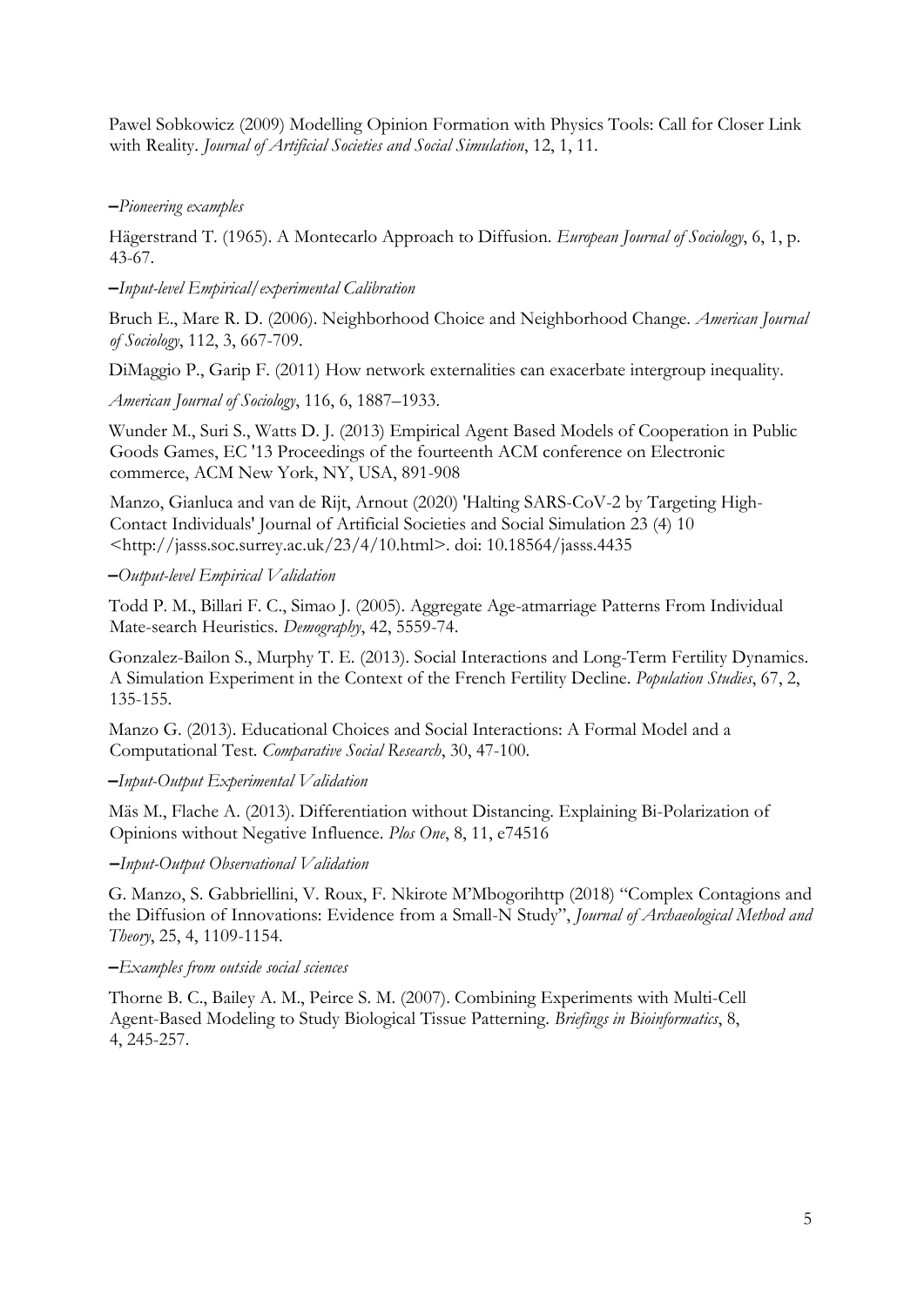Pawel Sobkowicz (2009) Modelling Opinion Formation with Physics Tools: Call for Closer Link with Reality. *Journal of Artificial Societies and Social Simulation*, 12, 1, 11.

**–***Pioneering examples*

Hägerstrand T. (1965). A Montecarlo Approach to Diffusion. *European Journal of Sociology*, 6, 1, p. 43-67.

**–***Input-level Empirical/experimental Calibration*

Bruch E., Mare R. D. (2006). Neighborhood Choice and Neighborhood Change. *American Journal of Sociology*, 112, 3, 667-709.

DiMaggio P., Garip F. (2011) How network externalities can exacerbate intergroup inequality.

*American Journal of Sociology*, 116, 6, 1887–1933.

Wunder M., Suri S., Watts D. J. (2013) Empirical Agent Based Models of Cooperation in Public Goods Games, EC '13 Proceedings of the fourteenth ACM conference on Electronic commerce, ACM New York, NY, USA, 891-908

Manzo, Gianluca and van de Rijt, Arnout (2020) 'Halting SARS-CoV-2 by Targeting High-Contact Individuals' Journal of Artificial Societies and Social Simulation 23 (4) 10 <http://jasss.soc.surrey.ac.uk/23/4/10.html>. doi: 10.18564/jasss.4435

**–***Output-level Empirical Validation*

Todd P. M., Billari F. C., Simao J. (2005). Aggregate Age-atmarriage Patterns From Individual Mate-search Heuristics. *Demography*, 42, 5559-74.

Gonzalez-Bailon S., Murphy T. E. (2013). Social Interactions and Long-Term Fertility Dynamics. A Simulation Experiment in the Context of the French Fertility Decline. *Population Studies*, 67, 2, 135-155.

Manzo G. (2013). Educational Choices and Social Interactions: A Formal Model and a Computational Test. *Comparative Social Research*, 30, 47-100.

**–***Input-Output Experimental Validation*

Mäs M., Flache A. (2013). Differentiation without Distancing. Explaining Bi-Polarization of Opinions without Negative Influence. *Plos One*, 8, 11, e74516

**–***Input-Output Observational Validation*

G. Manzo, S. Gabbriellini, V. Roux, F. Nkirote M'Mbogorihttp (2018) "Complex Contagions and the Diffusion of Innovations: Evidence from a Small-N Study", *Journal of Archaeological Method and Theory*, 25, 4, 1109-1154.

**–***Examples from outside social sciences*

Thorne B. C., Bailey A. M., Peirce S. M. (2007). Combining Experiments with Multi-Cell Agent-Based Modeling to Study Biological Tissue Patterning. *Briefings in Bioinformatics*, 8, 4, 245-257.